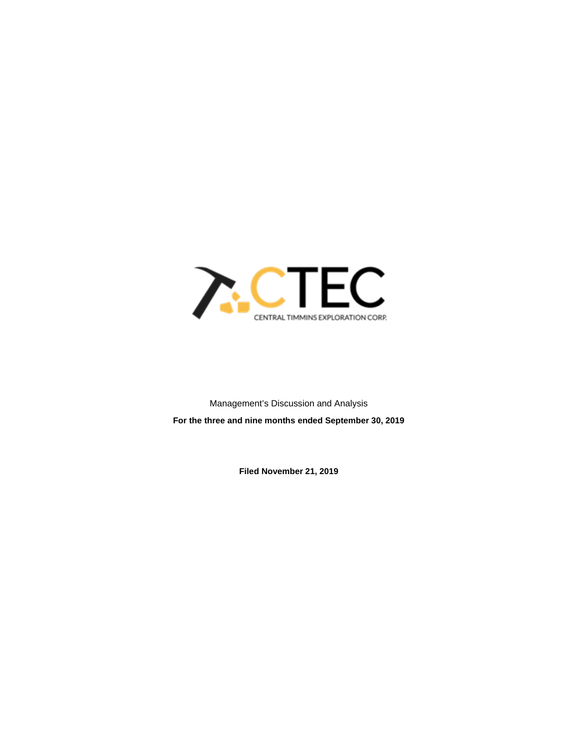CTEC

CENTRAL TIMMINS EXPLORATION CORP.

Management's Discussion and Analysis

**For the three and nine months ended September 30, 2019**

**Filed November 21, 2019**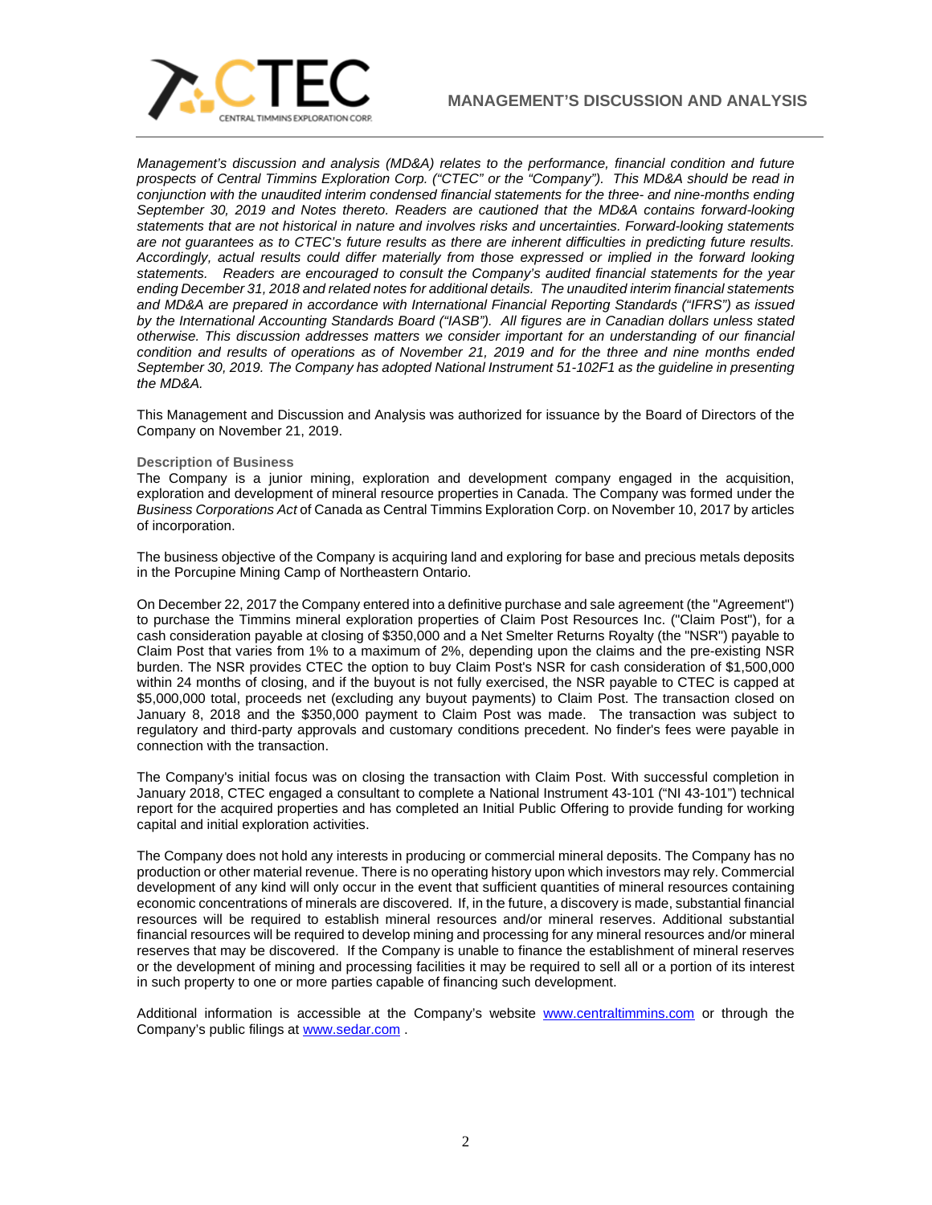*Management's discussion and analysis (MD&A) relates to the performance, financial condition and future prospects of Central Timmins Exploration Corp. ("CTEC" or the "Company"). This MD&A should be read in conjunction with the unaudited interim condensed financial statements for the three- and nine-months ending September 30, 2019 and Notes thereto. Readers are cautioned that the MD&A contains forward-looking statements that are not historical in nature and involves risks and uncertainties. Forward-looking statements are not guarantees as to CTEC's future results as there are inherent difficulties in predicting future results. Accordingly, actual results could differ materially from those expressed or implied in the forward looking statements. Readers are encouraged to consult the Company's audited financial statements for the year ending December 31, 2018 and related notes for additional details. The unaudited interim financial statements and MD&A are prepared in accordance with International Financial Reporting Standards ("IFRS") as issued by the International Accounting Standards Board ("IASB"). All figures are in Canadian dollars unless stated otherwise. This discussion addresses matters we consider important for an understanding of our financial condition and results of operations as of November 21, 2019 and for the three and nine months ended September 30, 2019. The Company has adopted National Instrument 51-102F1 as the guideline in presenting the MD&A.*

This Management and Discussion and Analysis was authorized for issuance by the Board of Directors of the Company on November 21, 2019.

### Description of Business

The Company is a junior mining, exploration and development company engaged in the acquisition, exploration and development of mineral resource properties in Canada. The Company was formed under the *Business Corporations Act* of Canada as Central Timmins Exploration Corp. on November 10, 2017 by articles of incorporation.

The business objective of the Company is acquiring land and exploring for base and precious metals deposits in the Porcupine Mining Camp of Northeastern Ontario.

On December 22, 2017 the Company entered into a definitive purchase and sale agreement (the "Agreement") to purchase the Timmins mineral exploration properties of Claim Post Resources Inc. ("Claim Post"), for a cash consideration payable at closing of $350,000 and a Net Smelter Returns Royalty (the "NSR") payable to Claim Post that varies from 1% to a maximum of 2%, depending upon the claims and the pre-existing NSR burden. The NSR provides CTEC the option to buy Claim Post's NSR for cash consideration of $1,500,000 within 24 months of closing, and if the buyout is not fully exercised, the NSR payable to CTEC is capped at $5,000,000 total, proceeds net (excluding any buyout payments) to Claim Post. The transaction closed on January 8, 2018 and the $350,000 payment to Claim Post was made. The transaction was subject to regulatory and third-party approvals and customary conditions precedent. No finder's fees were payable in connection with the transaction.

The Company's initial focus was on closing the transaction with Claim Post. With successful completion in January 2018, CTEC engaged a consultant to complete a National Instrument 43-101 ("NI 43-101") technical report for the acquired properties and has completed an Initial Public Offering to provide funding for working capital and initial exploration activities.

The Company does not hold any interests in producing or commercial mineral deposits. The Company has no production or other material revenue. There is no operating history upon which investors may rely. Commercial development of any kind will only occur in the event that sufficient quantities of mineral resources containing economic concentrations of minerals are discovered. If, in the future, a discovery is made, substantial financial resources will be required to establish mineral resources and/or mineral reserves. Additional substantial financial resources will be required to develop mining and processing for any mineral resources and/or mineral reserves that may be discovered. If the Company is unable to finance the establishment of mineral reserves or the development of mining and processing facilities it may be required to sell all or a portion of its interest in such property to one or more parties capable of financing such development.

Additional information is accessible at the Company's website www.centraltimmins.com or through the Company's public filings at www.sedar.com .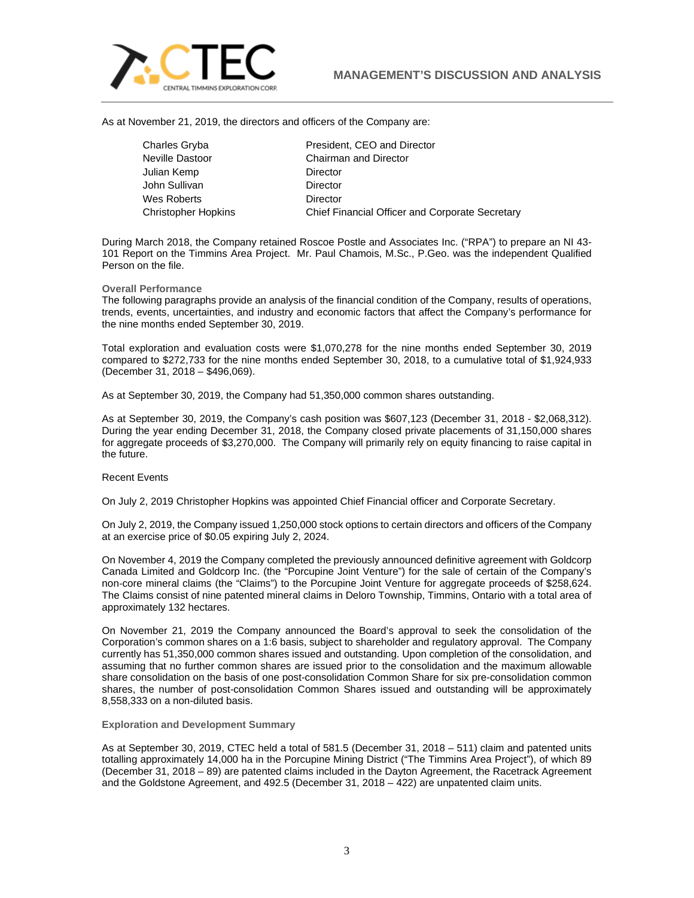As at November 21, 2019, the directors and officers of the Company are:

| | |
|---|---|
| Charles Gryba | President, CEO and Director |
| Neville Dastoor | Chairman and Director |
| Julian Kemp | Director |
| John Sullivan | Director |
| Wes Roberts | Director |
| Christopher Hopkins | Chief Financial Officer and Corporate Secretary |

During March 2018, the Company retained Roscoe Postle and Associates Inc. ("RPA") to prepare an NI 43-101 Report on the Timmins Area Project. Mr. Paul Chamois, M.Sc., P.Geo. was the independent Qualified Person on the file.

**Overall Performance**

The following paragraphs provide an analysis of the financial condition of the Company, results of operations, trends, events, uncertainties, and industry and economic factors that affect the Company's performance for the nine months ended September 30, 2019.

Total exploration and evaluation costs were $1,070,278 for the nine months ended September 30, 2019 compared to $272,733 for the nine months ended September 30, 2018, to a cumulative total of $1,924,933 (December 31, 2018 – $496,069).

As at September 30, 2019, the Company had 51,350,000 common shares outstanding.

As at September 30, 2019, the Company's cash position was $607,123 (December 31, 2018 - $2,068,312). During the year ending December 31, 2018, the Company closed private placements of 31,150,000 shares for aggregate proceeds of $3,270,000. The Company will primarily rely on equity financing to raise capital in the future.

Recent Events

On July 2, 2019 Christopher Hopkins was appointed Chief Financial officer and Corporate Secretary.

On July 2, 2019, the Company issued 1,250,000 stock options to certain directors and officers of the Company at an exercise price of $0.05 expiring July 2, 2024.

On November 4, 2019 the Company completed the previously announced definitive agreement with Goldcorp Canada Limited and Goldcorp Inc. (the "Porcupine Joint Venture") for the sale of certain of the Company's non-core mineral claims (the "Claims") to the Porcupine Joint Venture for aggregate proceeds of $258,624. The Claims consist of nine patented mineral claims in Deloro Township, Timmins, Ontario with a total area of approximately 132 hectares.

On November 21, 2019 the Company announced the Board's approval to seek the consolidation of the Corporation's common shares on a 1:6 basis, subject to shareholder and regulatory approval. The Company currently has 51,350,000 common shares issued and outstanding. Upon completion of the consolidation, and assuming that no further common shares are issued prior to the consolidation and the maximum allowable share consolidation on the basis of one post-consolidation Common Share for six pre-consolidation common shares, the number of post-consolidation Common Shares issued and outstanding will be approximately 8,558,333 on a non-diluted basis.

**Exploration and Development Summary**

As at September 30, 2019, CTEC held a total of 581.5 (December 31, 2018 – 511) claim and patented units totalling approximately 14,000 ha in the Porcupine Mining District ("The Timmins Area Project"), of which 89 (December 31, 2018 – 89) are patented claims included in the Dayton Agreement, the Racetrack Agreement and the Goldstone Agreement, and 492.5 (December 31, 2018 – 422) are unpatented claim units.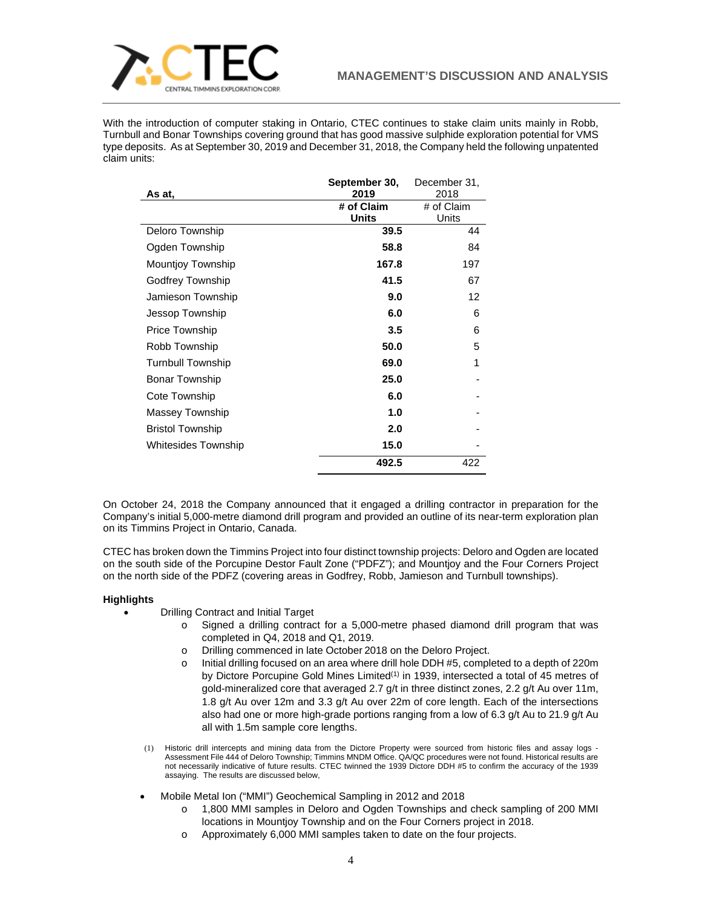With the introduction of computer staking in Ontario, CTEC continues to stake claim units mainly in Robb, Turnbull and Bonar Townships covering ground that has good massive sulphide exploration potential for VMS type deposits. As at September 30, 2019 and December 31, 2018, the Company held the following unpatented claim units:

| As at, | **September 30, 2019** | December 31, 2018 |
|---|---|---|
| | **# of Claim Units** | # of Claim Units |
| Deloro Township | **39.5** | 44 |
| Ogden Township | **58.8** | 84 |
| Mountjoy Township | **167.8** | 197 |
| Godfrey Township | **41.5** | 67 |
| Jamieson Township | **9.0** | 12 |
| Jessop Township | **6.0** | 6 |
| Price Township | **3.5** | 6 |
| Robb Township | **50.0** | 5 |
| Turnbull Township | **69.0** | 1 |
| Bonar Township | **25.0** | - |
| Cote Township | **6.0** | - |
| Massey Township | **1.0** | - |
| Bristol Township | **2.0** | - |
| Whitesides Township | **15.0** | - |
| | **492.5** | 422 |

On October 24, 2018 the Company announced that it engaged a drilling contractor in preparation for the Company's initial 5,000-metre diamond drill program and provided an outline of its near-term exploration plan on its Timmins Project in Ontario, Canada.

CTEC has broken down the Timmins Project into four distinct township projects: Deloro and Ogden are located on the south side of the Porcupine Destor Fault Zone ("PDFZ"); and Mountjoy and the Four Corners Project on the north side of the PDFZ (covering areas in Godfrey, Robb, Jamieson and Turnbull townships).

**Highlights**

- Drilling Contract and Initial Target
  - Signed a drilling contract for a 5,000-metre phased diamond drill program that was completed in Q4, 2018 and Q1, 2019.
  - Drilling commenced in late October 2018 on the Deloro Project.
  - Initial drilling focused on an area where drill hole DDH #5, completed to a depth of 220m by Dictore Porcupine Gold Mines Limited[1] in 1939, intersected a total of 45 metres of gold-mineralized core that averaged 2.7 g/t in three distinct zones, 2.2 g/t Au over 11m, 1.8 g/t Au over 12m and 3.3 g/t Au over 22m of core length. Each of the intersections also had one or more high-grade portions ranging from a low of 6.3 g/t Au to 21.9 g/t Au all with 1.5m sample core lengths.

(1) Historic drill intercepts and mining data from the Dictore Property were sourced from historic files and assay logs - Assessment File 444 of Deloro Township; Timmins MNDM Office. QA/QC procedures were not found. Historical results are not necessarily indicative of future results. CTEC twinned the 1939 Dictore DDH #5 to confirm the accuracy of the 1939 assaying. The results are discussed below,

- Mobile Metal Ion ("MMI") Geochemical Sampling in 2012 and 2018
  - 1,800 MMI samples in Deloro and Ogden Townships and check sampling of 200 MMI locations in Mountjoy Township and on the Four Corners project in 2018.
  - Approximately 6,000 MMI samples taken to date on the four projects.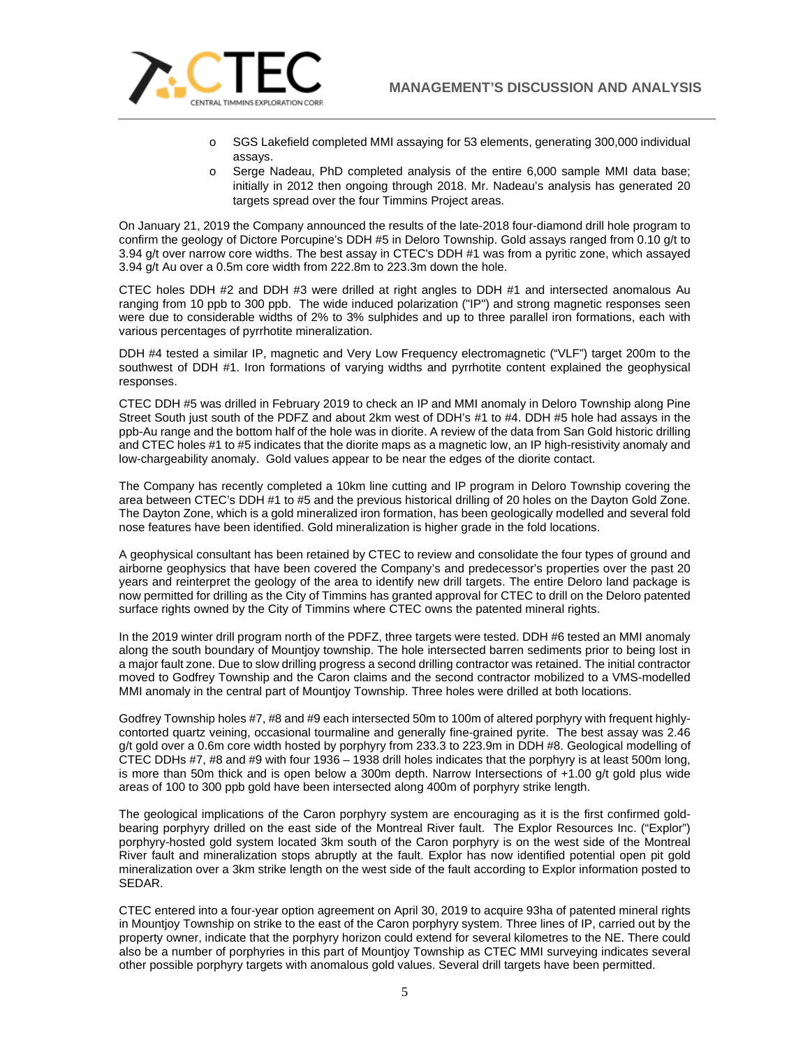- SGS Lakefield completed MMI assaying for 53 elements, generating 300,000 individual assays.
- Serge Nadeau, PhD completed analysis of the entire 6,000 sample MMI data base; initially in 2012 then ongoing through 2018. Mr. Nadeau's analysis has generated 20 targets spread over the four Timmins Project areas.

On January 21, 2019 the Company announced the results of the late-2018 four-diamond drill hole program to confirm the geology of Dictore Porcupine's DDH #5 in Deloro Township. Gold assays ranged from 0.10 g/t to 3.94 g/t over narrow core widths. The best assay in CTEC's DDH #1 was from a pyritic zone, which assayed 3.94 g/t Au over a 0.5m core width from 222.8m to 223.3m down the hole.

CTEC holes DDH #2 and DDH #3 were drilled at right angles to DDH #1 and intersected anomalous Au ranging from 10 ppb to 300 ppb. The wide induced polarization ("IP") and strong magnetic responses seen were due to considerable widths of 2% to 3% sulphides and up to three parallel iron formations, each with various percentages of pyrrhotite mineralization.

DDH #4 tested a similar IP, magnetic and Very Low Frequency electromagnetic ("VLF") target 200m to the southwest of DDH #1. Iron formations of varying widths and pyrrhotite content explained the geophysical responses.

CTEC DDH #5 was drilled in February 2019 to check an IP and MMI anomaly in Deloro Township along Pine Street South just south of the PDFZ and about 2km west of DDH's #1 to #4. DDH #5 hole had assays in the ppb-Au range and the bottom half of the hole was in diorite. A review of the data from San Gold historic drilling and CTEC holes #1 to #5 indicates that the diorite maps as a magnetic low, an IP high-resistivity anomaly and low-chargeability anomaly. Gold values appear to be near the edges of the diorite contact.

The Company has recently completed a 10km line cutting and IP program in Deloro Township covering the area between CTEC's DDH #1 to #5 and the previous historical drilling of 20 holes on the Dayton Gold Zone. The Dayton Zone, which is a gold mineralized iron formation, has been geologically modelled and several fold nose features have been identified. Gold mineralization is higher grade in the fold locations.

A geophysical consultant has been retained by CTEC to review and consolidate the four types of ground and airborne geophysics that have been covered the Company's and predecessor's properties over the past 20 years and reinterpret the geology of the area to identify new drill targets. The entire Deloro land package is now permitted for drilling as the City of Timmins has granted approval for CTEC to drill on the Deloro patented surface rights owned by the City of Timmins where CTEC owns the patented mineral rights.

In the 2019 winter drill program north of the PDFZ, three targets were tested. DDH #6 tested an MMI anomaly along the south boundary of Mountjoy township. The hole intersected barren sediments prior to being lost in a major fault zone. Due to slow drilling progress a second drilling contractor was retained. The initial contractor moved to Godfrey Township and the Caron claims and the second contractor mobilized to a VMS-modelled MMI anomaly in the central part of Mountjoy Township. Three holes were drilled at both locations.

Godfrey Township holes #7, #8 and #9 each intersected 50m to 100m of altered porphyry with frequent highly-contorted quartz veining, occasional tourmaline and generally fine-grained pyrite. The best assay was 2.46 g/t gold over a 0.6m core width hosted by porphyry from 233.3 to 223.9m in DDH #8. Geological modelling of CTEC DDHs #7, #8 and #9 with four 1936 – 1938 drill holes indicates that the porphyry is at least 500m long, is more than 50m thick and is open below a 300m depth. Narrow Intersections of +1.00 g/t gold plus wide areas of 100 to 300 ppb gold have been intersected along 400m of porphyry strike length.

The geological implications of the Caron porphyry system are encouraging as it is the first confirmed gold-bearing porphyry drilled on the east side of the Montreal River fault. The Explor Resources Inc. ("Explor") porphyry-hosted gold system located 3km south of the Caron porphyry is on the west side of the Montreal River fault and mineralization stops abruptly at the fault. Explor has now identified potential open pit gold mineralization over a 3km strike length on the west side of the fault according to Explor information posted to SEDAR.

CTEC entered into a four-year option agreement on April 30, 2019 to acquire 93ha of patented mineral rights in Mountjoy Township on strike to the east of the Caron porphyry system. Three lines of IP, carried out by the property owner, indicate that the porphyry horizon could extend for several kilometres to the NE. There could also be a number of porphyries in this part of Mountjoy Township as CTEC MMI surveying indicates several other possible porphyry targets with anomalous gold values. Several drill targets have been permitted.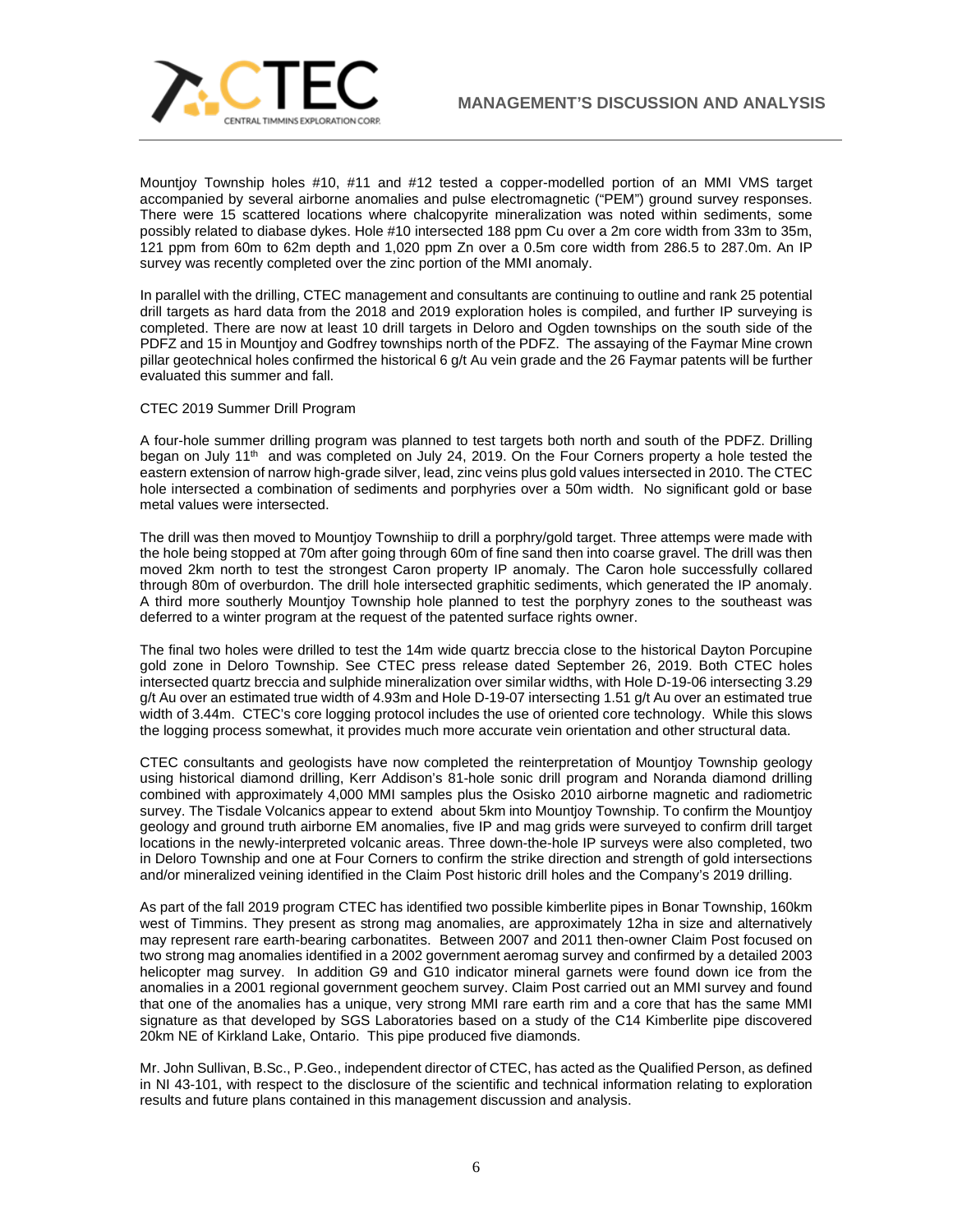Mountjoy Township holes #10, #11 and #12 tested a copper-modelled portion of an MMI VMS target accompanied by several airborne anomalies and pulse electromagnetic ("PEM") ground survey responses. There were 15 scattered locations where chalcopyrite mineralization was noted within sediments, some possibly related to diabase dykes. Hole #10 intersected 188 ppm Cu over a 2m core width from 33m to 35m, 121 ppm from 60m to 62m depth and 1,020 ppm Zn over a 0.5m core width from 286.5 to 287.0m. An IP survey was recently completed over the zinc portion of the MMI anomaly.

In parallel with the drilling, CTEC management and consultants are continuing to outline and rank 25 potential drill targets as hard data from the 2018 and 2019 exploration holes is compiled, and further IP surveying is completed. There are now at least 10 drill targets in Deloro and Ogden townships on the south side of the PDFZ and 15 in Mountjoy and Godfrey townships north of the PDFZ. The assaying of the Faymar Mine crown pillar geotechnical holes confirmed the historical 6 g/t Au vein grade and the 26 Faymar patents will be further evaluated this summer and fall.

CTEC 2019 Summer Drill Program

A four-hole summer drilling program was planned to test targets both north and south of the PDFZ. Drilling began on July 11th and was completed on July 24, 2019. On the Four Corners property a hole tested the eastern extension of narrow high-grade silver, lead, zinc veins plus gold values intersected in 2010. The CTEC hole intersected a combination of sediments and porphyries over a 50m width. No significant gold or base metal values were intersected.

The drill was then moved to Mountjoy Townshiip to drill a porphry/gold target. Three attemps were made with the hole being stopped at 70m after going through 60m of fine sand then into coarse gravel. The drill was then moved 2km north to test the strongest Caron property IP anomaly. The Caron hole successfully collared through 80m of overburdon. The drill hole intersected graphitic sediments, which generated the IP anomaly. A third more southerly Mountjoy Township hole planned to test the porphyry zones to the southeast was deferred to a winter program at the request of the patented surface rights owner.

The final two holes were drilled to test the 14m wide quartz breccia close to the historical Dayton Porcupine gold zone in Deloro Township. See CTEC press release dated September 26, 2019. Both CTEC holes intersected quartz breccia and sulphide mineralization over similar widths, with Hole D-19-06 intersecting 3.29 g/t Au over an estimated true width of 4.93m and Hole D-19-07 intersecting 1.51 g/t Au over an estimated true width of 3.44m. CTEC's core logging protocol includes the use of oriented core technology. While this slows the logging process somewhat, it provides much more accurate vein orientation and other structural data.

CTEC consultants and geologists have now completed the reinterpretation of Mountjoy Township geology using historical diamond drilling, Kerr Addison's 81-hole sonic drill program and Noranda diamond drilling combined with approximately 4,000 MMI samples plus the Osisko 2010 airborne magnetic and radiometric survey. The Tisdale Volcanics appear to extend about 5km into Mountjoy Township. To confirm the Mountjoy geology and ground truth airborne EM anomalies, five IP and mag grids were surveyed to confirm drill target locations in the newly-interpreted volcanic areas. Three down-the-hole IP surveys were also completed, two in Deloro Township and one at Four Corners to confirm the strike direction and strength of gold intersections and/or mineralized veining identified in the Claim Post historic drill holes and the Company's 2019 drilling.

As part of the fall 2019 program CTEC has identified two possible kimberlite pipes in Bonar Township, 160km west of Timmins. They present as strong mag anomalies, are approximately 12ha in size and alternatively may represent rare earth-bearing carbonatites. Between 2007 and 2011 then-owner Claim Post focused on two strong mag anomalies identified in a 2002 government aeromag survey and confirmed by a detailed 2003 helicopter mag survey. In addition G9 and G10 indicator mineral garnets were found down ice from the anomalies in a 2001 regional government geochem survey. Claim Post carried out an MMI survey and found that one of the anomalies has a unique, very strong MMI rare earth rim and a core that has the same MMI signature as that developed by SGS Laboratories based on a study of the C14 Kimberlite pipe discovered 20km NE of Kirkland Lake, Ontario. This pipe produced five diamonds.

Mr. John Sullivan, B.Sc., P.Geo., independent director of CTEC, has acted as the Qualified Person, as defined in NI 43-101, with respect to the disclosure of the scientific and technical information relating to exploration results and future plans contained in this management discussion and analysis.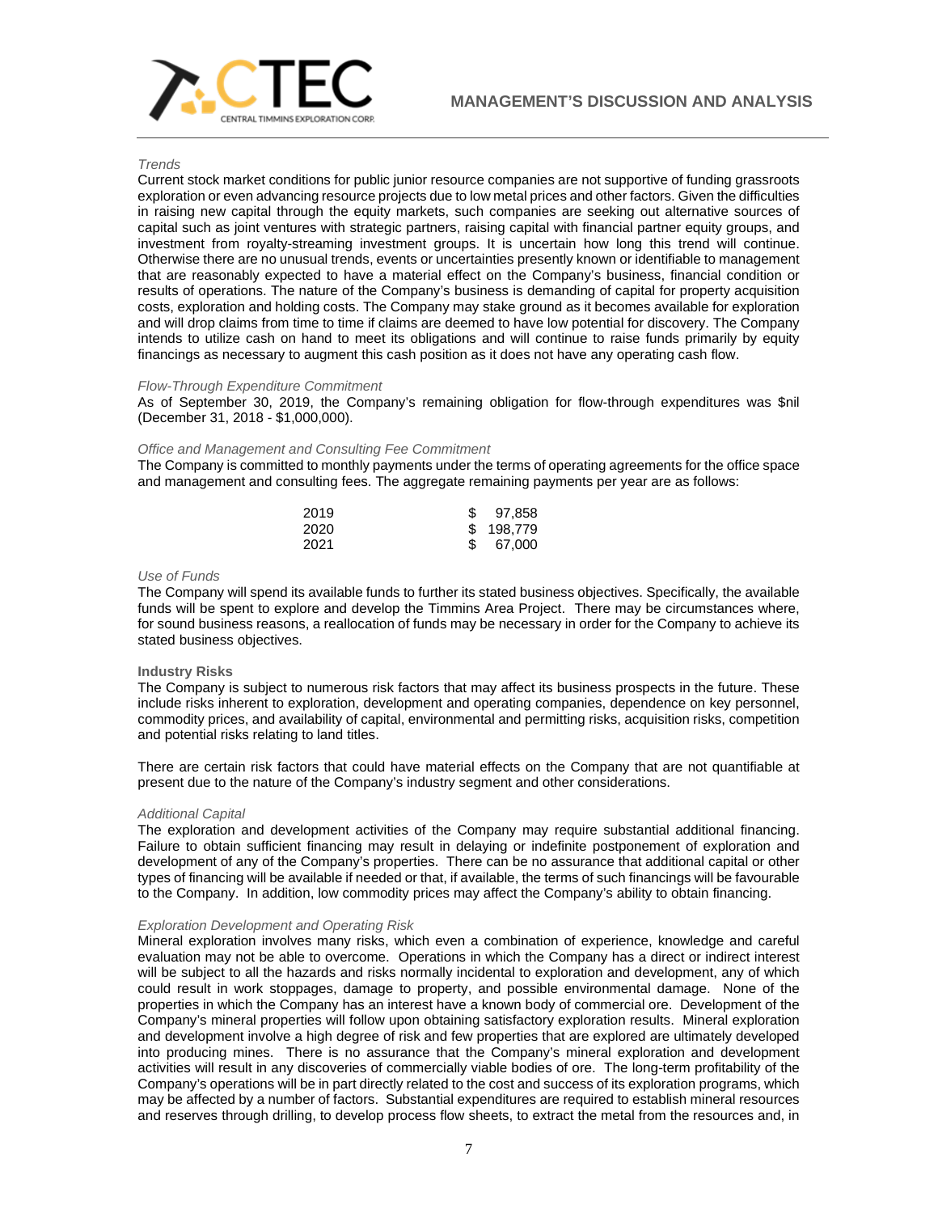*Trends*

Current stock market conditions for public junior resource companies are not supportive of funding grassroots exploration or even advancing resource projects due to low metal prices and other factors. Given the difficulties in raising new capital through the equity markets, such companies are seeking out alternative sources of capital such as joint ventures with strategic partners, raising capital with financial partner equity groups, and investment from royalty-streaming investment groups. It is uncertain how long this trend will continue. Otherwise there are no unusual trends, events or uncertainties presently known or identifiable to management that are reasonably expected to have a material effect on the Company's business, financial condition or results of operations. The nature of the Company's business is demanding of capital for property acquisition costs, exploration and holding costs. The Company may stake ground as it becomes available for exploration and will drop claims from time to time if claims are deemed to have low potential for discovery. The Company intends to utilize cash on hand to meet its obligations and will continue to raise funds primarily by equity financings as necessary to augment this cash position as it does not have any operating cash flow.

*Flow-Through Expenditure Commitment*

As of September 30, 2019, the Company's remaining obligation for flow-through expenditures was $nil (December 31, 2018 - $1,000,000).

*Office and Management and Consulting Fee Commitment*

The Company is committed to monthly payments under the terms of operating agreements for the office space and management and consulting fees. The aggregate remaining payments per year are as follows:

| | |
|---|---|
| 2019 | $ 97,858 |
| 2020 | $ 198,779 |
| 2021 | $ 67,000 |

*Use of Funds*

The Company will spend its available funds to further its stated business objectives. Specifically, the available funds will be spent to explore and develop the Timmins Area Project. There may be circumstances where, for sound business reasons, a reallocation of funds may be necessary in order for the Company to achieve its stated business objectives.

**Industry Risks**

The Company is subject to numerous risk factors that may affect its business prospects in the future. These include risks inherent to exploration, development and operating companies, dependence on key personnel, commodity prices, and availability of capital, environmental and permitting risks, acquisition risks, competition and potential risks relating to land titles.

There are certain risk factors that could have material effects on the Company that are not quantifiable at present due to the nature of the Company's industry segment and other considerations.

*Additional Capital*

The exploration and development activities of the Company may require substantial additional financing. Failure to obtain sufficient financing may result in delaying or indefinite postponement of exploration and development of any of the Company's properties. There can be no assurance that additional capital or other types of financing will be available if needed or that, if available, the terms of such financings will be favourable to the Company. In addition, low commodity prices may affect the Company's ability to obtain financing.

*Exploration Development and Operating Risk*

Mineral exploration involves many risks, which even a combination of experience, knowledge and careful evaluation may not be able to overcome. Operations in which the Company has a direct or indirect interest will be subject to all the hazards and risks normally incidental to exploration and development, any of which could result in work stoppages, damage to property, and possible environmental damage. None of the properties in which the Company has an interest have a known body of commercial ore. Development of the Company's mineral properties will follow upon obtaining satisfactory exploration results. Mineral exploration and development involve a high degree of risk and few properties that are explored are ultimately developed into producing mines. There is no assurance that the Company's mineral exploration and development activities will result in any discoveries of commercially viable bodies of ore. The long-term profitability of the Company's operations will be in part directly related to the cost and success of its exploration programs, which may be affected by a number of factors. Substantial expenditures are required to establish mineral resources and reserves through drilling, to develop process flow sheets, to extract the metal from the resources and, in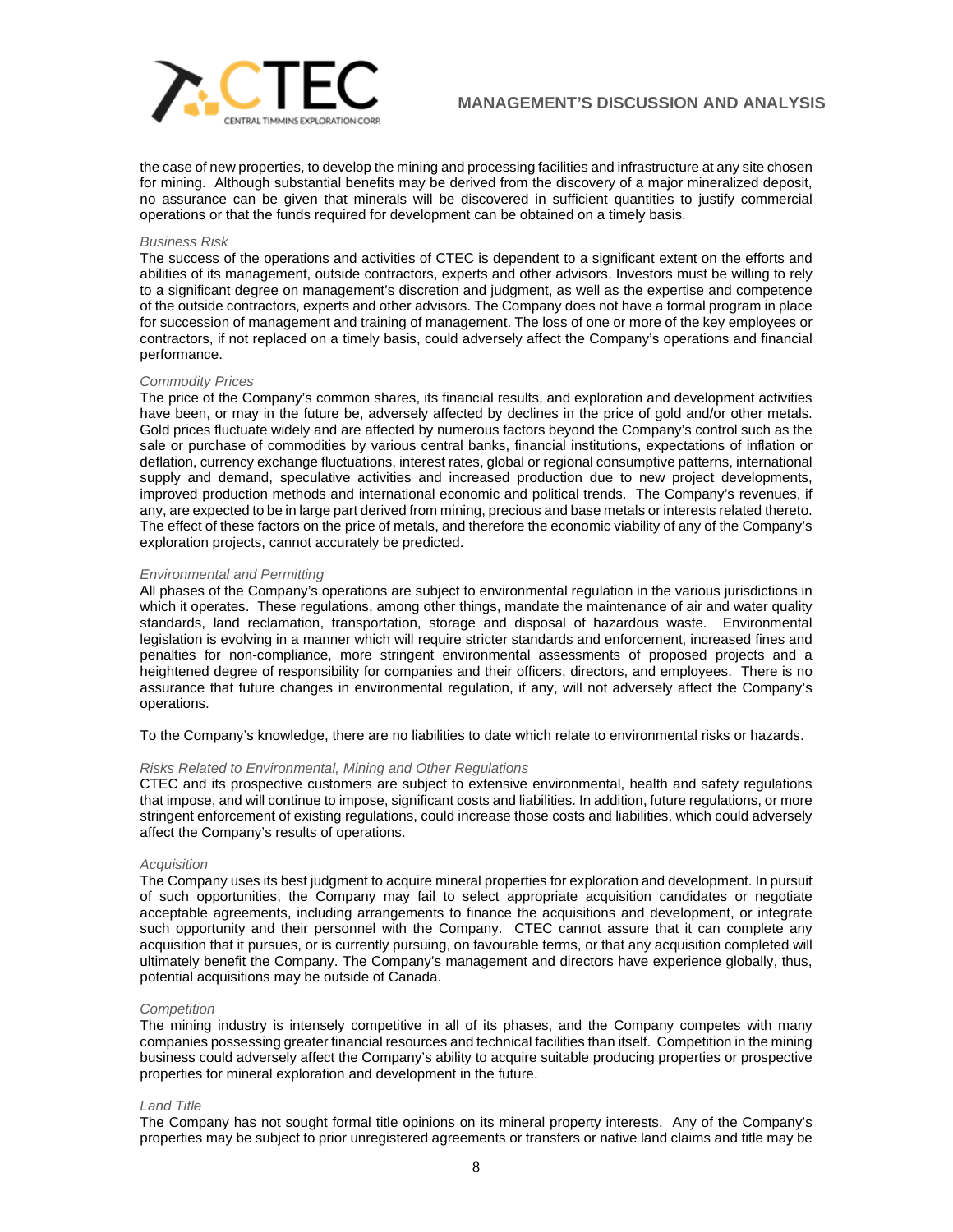the case of new properties, to develop the mining and processing facilities and infrastructure at any site chosen for mining. Although substantial benefits may be derived from the discovery of a major mineralized deposit, no assurance can be given that minerals will be discovered in sufficient quantities to justify commercial operations or that the funds required for development can be obtained on a timely basis.

*Business Risk*

The success of the operations and activities of CTEC is dependent to a significant extent on the efforts and abilities of its management, outside contractors, experts and other advisors. Investors must be willing to rely to a significant degree on management's discretion and judgment, as well as the expertise and competence of the outside contractors, experts and other advisors. The Company does not have a formal program in place for succession of management and training of management. The loss of one or more of the key employees or contractors, if not replaced on a timely basis, could adversely affect the Company's operations and financial performance.

*Commodity Prices*

The price of the Company's common shares, its financial results, and exploration and development activities have been, or may in the future be, adversely affected by declines in the price of gold and/or other metals. Gold prices fluctuate widely and are affected by numerous factors beyond the Company's control such as the sale or purchase of commodities by various central banks, financial institutions, expectations of inflation or deflation, currency exchange fluctuations, interest rates, global or regional consumptive patterns, international supply and demand, speculative activities and increased production due to new project developments, improved production methods and international economic and political trends. The Company's revenues, if any, are expected to be in large part derived from mining, precious and base metals or interests related thereto. The effect of these factors on the price of metals, and therefore the economic viability of any of the Company's exploration projects, cannot accurately be predicted.

*Environmental and Permitting*

All phases of the Company's operations are subject to environmental regulation in the various jurisdictions in which it operates. These regulations, among other things, mandate the maintenance of air and water quality standards, land reclamation, transportation, storage and disposal of hazardous waste. Environmental legislation is evolving in a manner which will require stricter standards and enforcement, increased fines and penalties for non-compliance, more stringent environmental assessments of proposed projects and a heightened degree of responsibility for companies and their officers, directors, and employees. There is no assurance that future changes in environmental regulation, if any, will not adversely affect the Company's operations.

To the Company's knowledge, there are no liabilities to date which relate to environmental risks or hazards.

*Risks Related to Environmental, Mining and Other Regulations*

CTEC and its prospective customers are subject to extensive environmental, health and safety regulations that impose, and will continue to impose, significant costs and liabilities. In addition, future regulations, or more stringent enforcement of existing regulations, could increase those costs and liabilities, which could adversely affect the Company's results of operations.

*Acquisition*

The Company uses its best judgment to acquire mineral properties for exploration and development. In pursuit of such opportunities, the Company may fail to select appropriate acquisition candidates or negotiate acceptable agreements, including arrangements to finance the acquisitions and development, or integrate such opportunity and their personnel with the Company. CTEC cannot assure that it can complete any acquisition that it pursues, or is currently pursuing, on favourable terms, or that any acquisition completed will ultimately benefit the Company. The Company's management and directors have experience globally, thus, potential acquisitions may be outside of Canada.

*Competition*

The mining industry is intensely competitive in all of its phases, and the Company competes with many companies possessing greater financial resources and technical facilities than itself. Competition in the mining business could adversely affect the Company's ability to acquire suitable producing properties or prospective properties for mineral exploration and development in the future.

*Land Title*

The Company has not sought formal title opinions on its mineral property interests. Any of the Company's properties may be subject to prior unregistered agreements or transfers or native land claims and title may be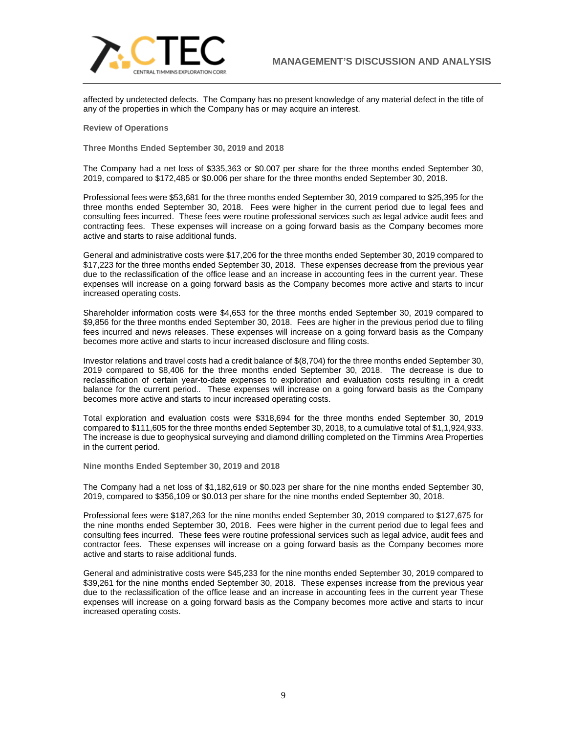affected by undetected defects. The Company has no present knowledge of any material defect in the title of any of the properties in which the Company has or may acquire an interest.

### Review of Operations

#### Three Months Ended September 30, 2019 and 2018

The Company had a net loss of $335,363 or $0.007 per share for the three months ended September 30, 2019, compared to $172,485 or $0.006 per share for the three months ended September 30, 2018.

Professional fees were $53,681 for the three months ended September 30, 2019 compared to $25,395 for the three months ended September 30, 2018. Fees were higher in the current period due to legal fees and consulting fees incurred. These fees were routine professional services such as legal advice audit fees and contracting fees. These expenses will increase on a going forward basis as the Company becomes more active and starts to raise additional funds.

General and administrative costs were $17,206 for the three months ended September 30, 2019 compared to $17,223 for the three months ended September 30, 2018. These expenses decrease from the previous year due to the reclassification of the office lease and an increase in accounting fees in the current year. These expenses will increase on a going forward basis as the Company becomes more active and starts to incur increased operating costs.

Shareholder information costs were $4,653 for the three months ended September 30, 2019 compared to $9,856 for the three months ended September 30, 2018. Fees are higher in the previous period due to filing fees incurred and news releases. These expenses will increase on a going forward basis as the Company becomes more active and starts to incur increased disclosure and filing costs.

Investor relations and travel costs had a credit balance of $(8,704) for the three months ended September 30, 2019 compared to $8,406 for the three months ended September 30, 2018. The decrease is due to reclassification of certain year-to-date expenses to exploration and evaluation costs resulting in a credit balance for the current period.. These expenses will increase on a going forward basis as the Company becomes more active and starts to incur increased operating costs.

Total exploration and evaluation costs were $318,694 for the three months ended September 30, 2019 compared to $111,605 for the three months ended September 30, 2018, to a cumulative total of $1,1,924,933. The increase is due to geophysical surveying and diamond drilling completed on the Timmins Area Properties in the current period.

#### Nine months Ended September 30, 2019 and 2018

The Company had a net loss of $1,182,619 or $0.023 per share for the nine months ended September 30, 2019, compared to $356,109 or $0.013 per share for the nine months ended September 30, 2018.

Professional fees were $187,263 for the nine months ended September 30, 2019 compared to $127,675 for the nine months ended September 30, 2018. Fees were higher in the current period due to legal fees and consulting fees incurred. These fees were routine professional services such as legal advice, audit fees and contractor fees. These expenses will increase on a going forward basis as the Company becomes more active and starts to raise additional funds.

General and administrative costs were $45,233 for the nine months ended September 30, 2019 compared to $39,261 for the nine months ended September 30, 2018. These expenses increase from the previous year due to the reclassification of the office lease and an increase in accounting fees in the current year These expenses will increase on a going forward basis as the Company becomes more active and starts to incur increased operating costs.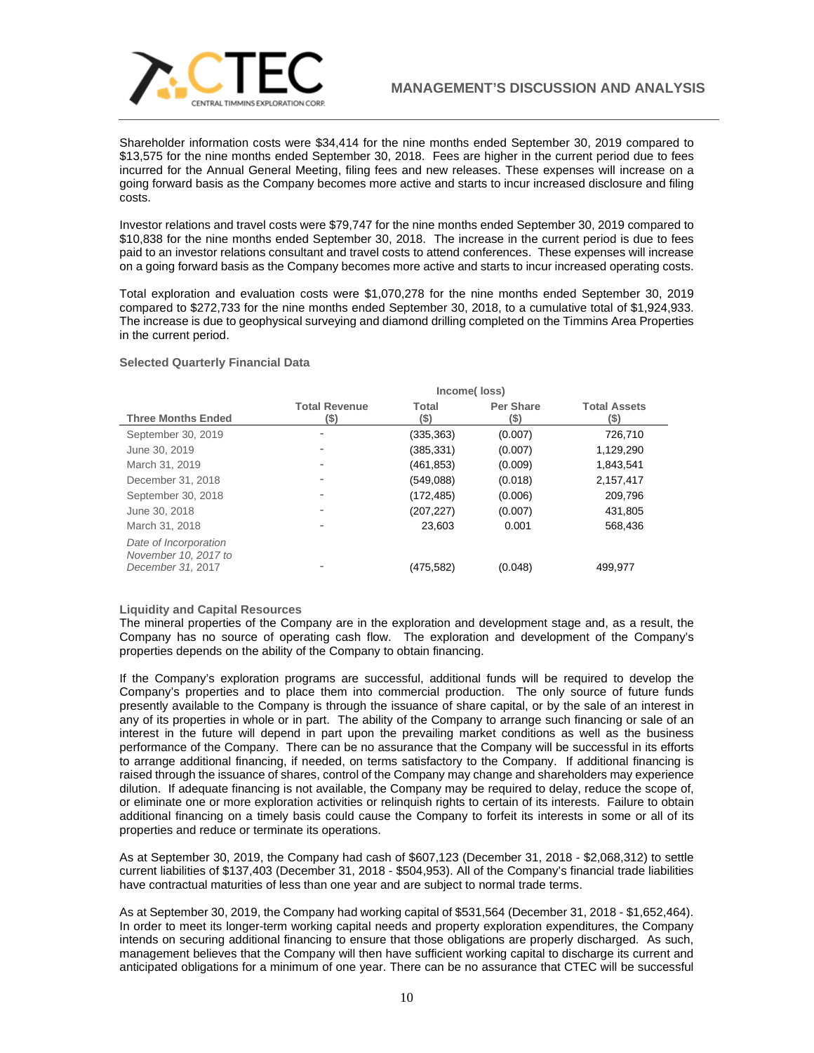Shareholder information costs were $34,414 for the nine months ended September 30, 2019 compared to $13,575 for the nine months ended September 30, 2018. Fees are higher in the current period due to fees incurred for the Annual General Meeting, filing fees and new releases. These expenses will increase on a going forward basis as the Company becomes more active and starts to incur increased disclosure and filing costs.

Investor relations and travel costs were $79,747 for the nine months ended September 30, 2019 compared to $10,838 for the nine months ended September 30, 2018. The increase in the current period is due to fees paid to an investor relations consultant and travel costs to attend conferences. These expenses will increase on a going forward basis as the Company becomes more active and starts to incur increased operating costs.

Total exploration and evaluation costs were $1,070,278 for the nine months ended September 30, 2019 compared to $272,733 for the nine months ended September 30, 2018, to a cumulative total of $1,924,933. The increase is due to geophysical surveying and diamond drilling completed on the Timmins Area Properties in the current period.

**Selected Quarterly Financial Data**

| | | Income( loss) | | |
|---|---|---|---|---|
| **Three Months Ended** | **Total Revenue ($)** | **Total ($)** | **Per Share ($)** | **Total Assets ($)** |
| September 30, 2019 | - | (335,363) | (0.007) | 726,710 |
| June 30, 2019 | - | (385,331) | (0.007) | 1,129,290 |
| March 31, 2019 | - | (461,853) | (0.009) | 1,843,541 |
| December 31, 2018 | - | (549,088) | (0.018) | 2,157,417 |
| September 30, 2018 | - | (172,485) | (0.006) | 209,796 |
| June 30, 2018 | - | (207,227) | (0.007) | 431,805 |
| March 31, 2018 | - | 23,603 | 0.001 | 568,436 |
| *Date of Incorporation November 10, 2017 to December 31, 2017* | - | (475,582) | (0.048) | 499,977 |

**Liquidity and Capital Resources**

The mineral properties of the Company are in the exploration and development stage and, as a result, the Company has no source of operating cash flow. The exploration and development of the Company's properties depends on the ability of the Company to obtain financing.

If the Company's exploration programs are successful, additional funds will be required to develop the Company's properties and to place them into commercial production. The only source of future funds presently available to the Company is through the issuance of share capital, or by the sale of an interest in any of its properties in whole or in part. The ability of the Company to arrange such financing or sale of an interest in the future will depend in part upon the prevailing market conditions as well as the business performance of the Company. There can be no assurance that the Company will be successful in its efforts to arrange additional financing, if needed, on terms satisfactory to the Company. If additional financing is raised through the issuance of shares, control of the Company may change and shareholders may experience dilution. If adequate financing is not available, the Company may be required to delay, reduce the scope of, or eliminate one or more exploration activities or relinquish rights to certain of its interests. Failure to obtain additional financing on a timely basis could cause the Company to forfeit its interests in some or all of its properties and reduce or terminate its operations.

As at September 30, 2019, the Company had cash of $607,123 (December 31, 2018 - $2,068,312) to settle current liabilities of $137,403 (December 31, 2018 - $504,953). All of the Company's financial trade liabilities have contractual maturities of less than one year and are subject to normal trade terms.

As at September 30, 2019, the Company had working capital of $531,564 (December 31, 2018 - $1,652,464). In order to meet its longer-term working capital needs and property exploration expenditures, the Company intends on securing additional financing to ensure that those obligations are properly discharged. As such, management believes that the Company will then have sufficient working capital to discharge its current and anticipated obligations for a minimum of one year. There can be no assurance that CTEC will be successful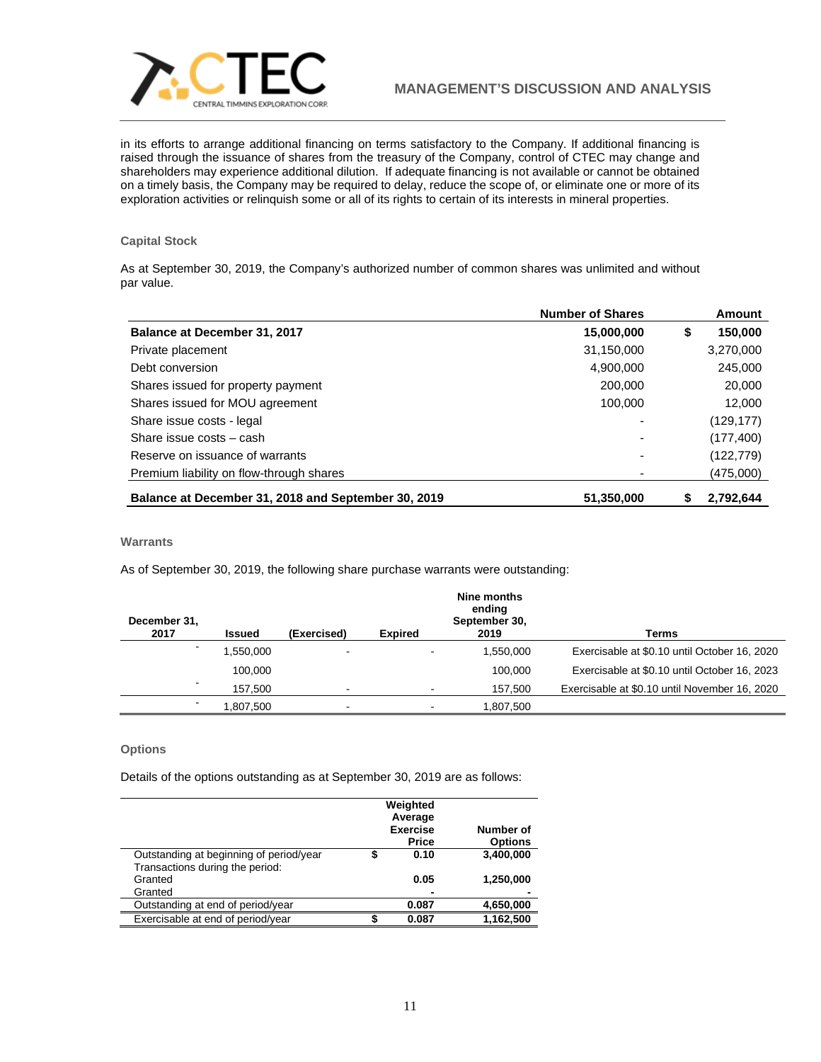in its efforts to arrange additional financing on terms satisfactory to the Company. If additional financing is raised through the issuance of shares from the treasury of the Company, control of CTEC may change and shareholders may experience additional dilution. If adequate financing is not available or cannot be obtained on a timely basis, the Company may be required to delay, reduce the scope of, or eliminate one or more of its exploration activities or relinquish some or all of its rights to certain of its interests in mineral properties.

### Capital Stock

As at September 30, 2019, the Company's authorized number of common shares was unlimited and without par value.

| | Number of Shares | Amount |
|---|---|---|
| **Balance at December 31, 2017** | **15,000,000** | **$ 150,000** |
| Private placement | 31,150,000 | 3,270,000 |
| Debt conversion | 4,900,000 | 245,000 |
| Shares issued for property payment | 200,000 | 20,000 |
| Shares issued for MOU agreement | 100,000 | 12,000 |
| Share issue costs - legal | - | (129,177) |
| Share issue costs – cash | - | (177,400) |
| Reserve on issuance of warrants | - | (122,779) |
| Premium liability on flow-through shares | - | (475,000) |
| **Balance at December 31, 2018 and September 30, 2019** | **51,350,000** | **$ 2,792,644** |

### Warrants

As of September 30, 2019, the following share purchase warrants were outstanding:

| December 31, 2017 | Issued | (Exercised) | Expired | Nine months ending September 30, 2019 | Terms |
|---|---|---|---|---|---|
| - | 1,550,000 | - | - | 1,550,000 | Exercisable at $0.10 until October 16, 2020 |
| | 100,000 | | | 100,000 | Exercisable at $0.10 until October 16, 2023 |
| - | 157,500 | - | - | 157,500 | Exercisable at $0.10 until November 16, 2020 |
| - | 1,807,500 | - | - | 1,807,500 | |

### Options

Details of the options outstanding as at September 30, 2019 are as follows:

| | Weighted Average Exercise Price | Number of Options |
|---|---|---|
| Outstanding at beginning of period/year | $ 0.10 | 3,400,000 |
| Transactions during the period: | | |
| Granted | 0.05 | 1,250,000 |
| Granted | - | - |
| Outstanding at end of period/year | 0.087 | 4,650,000 |
| Exercisable at end of period/year | $ 0.087 | 1,162,500 |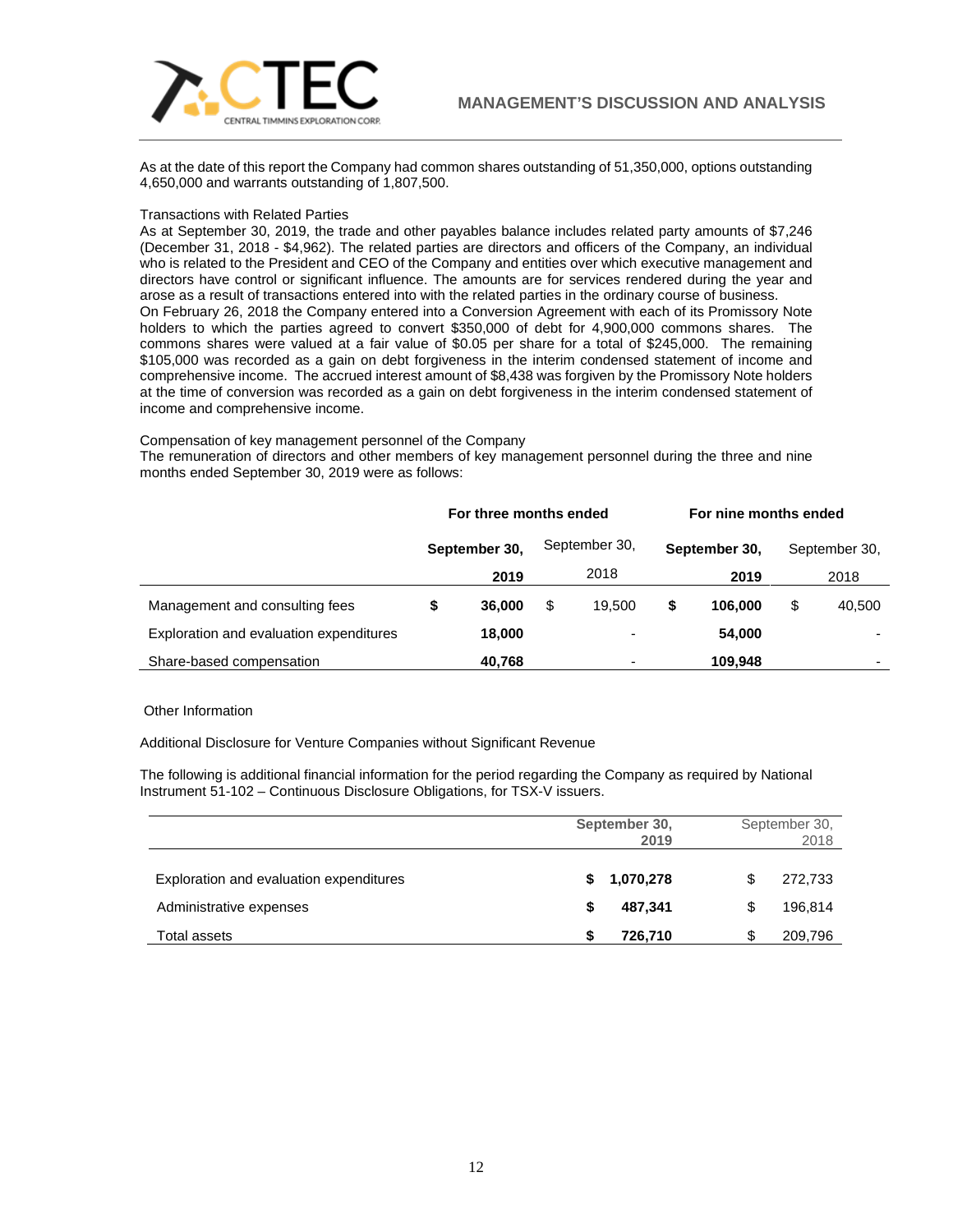As at the date of this report the Company had common shares outstanding of 51,350,000, options outstanding 4,650,000 and warrants outstanding of 1,807,500.

Transactions with Related Parties

As at September 30, 2019, the trade and other payables balance includes related party amounts of $7,246 (December 31, 2018 - $4,962). The related parties are directors and officers of the Company, an individual who is related to the President and CEO of the Company and entities over which executive management and directors have control or significant influence. The amounts are for services rendered during the year and arose as a result of transactions entered into with the related parties in the ordinary course of business.

On February 26, 2018 the Company entered into a Conversion Agreement with each of its Promissory Note holders to which the parties agreed to convert $350,000 of debt for 4,900,000 commons shares. The commons shares were valued at a fair value of $0.05 per share for a total of $245,000. The remaining $105,000 was recorded as a gain on debt forgiveness in the interim condensed statement of income and comprehensive income. The accrued interest amount of $8,438 was forgiven by the Promissory Note holders at the time of conversion was recorded as a gain on debt forgiveness in the interim condensed statement of income and comprehensive income.

Compensation of key management personnel of the Company

The remuneration of directors and other members of key management personnel during the three and nine months ended September 30, 2019 were as follows:

| | For three months ended | | For nine months ended | |
|---|---|---|---|---|
| | **September 30, 2019** | September 30, 2018 | **September 30, 2019** | September 30, 2018 |
| Management and consulting fees | **$ 36,000** | $ 19,500 | **$ 106,000** | $ 40,500 |
| Exploration and evaluation expenditures | **18,000** | - | **54,000** | - |
| Share-based compensation | **40,768** | - | **109,948** | - |

Other Information

Additional Disclosure for Venture Companies without Significant Revenue

The following is additional financial information for the period regarding the Company as required by National Instrument 51-102 – Continuous Disclosure Obligations, for TSX-V issuers.

| | **September 30, 2019** | September 30, 2018 |
|---|---|---|
| Exploration and evaluation expenditures | **$ 1,070,278** | $ 272,733 |
| Administrative expenses | **$ 487,341** | $ 196,814 |
| Total assets | **$ 726,710** | $ 209,796 |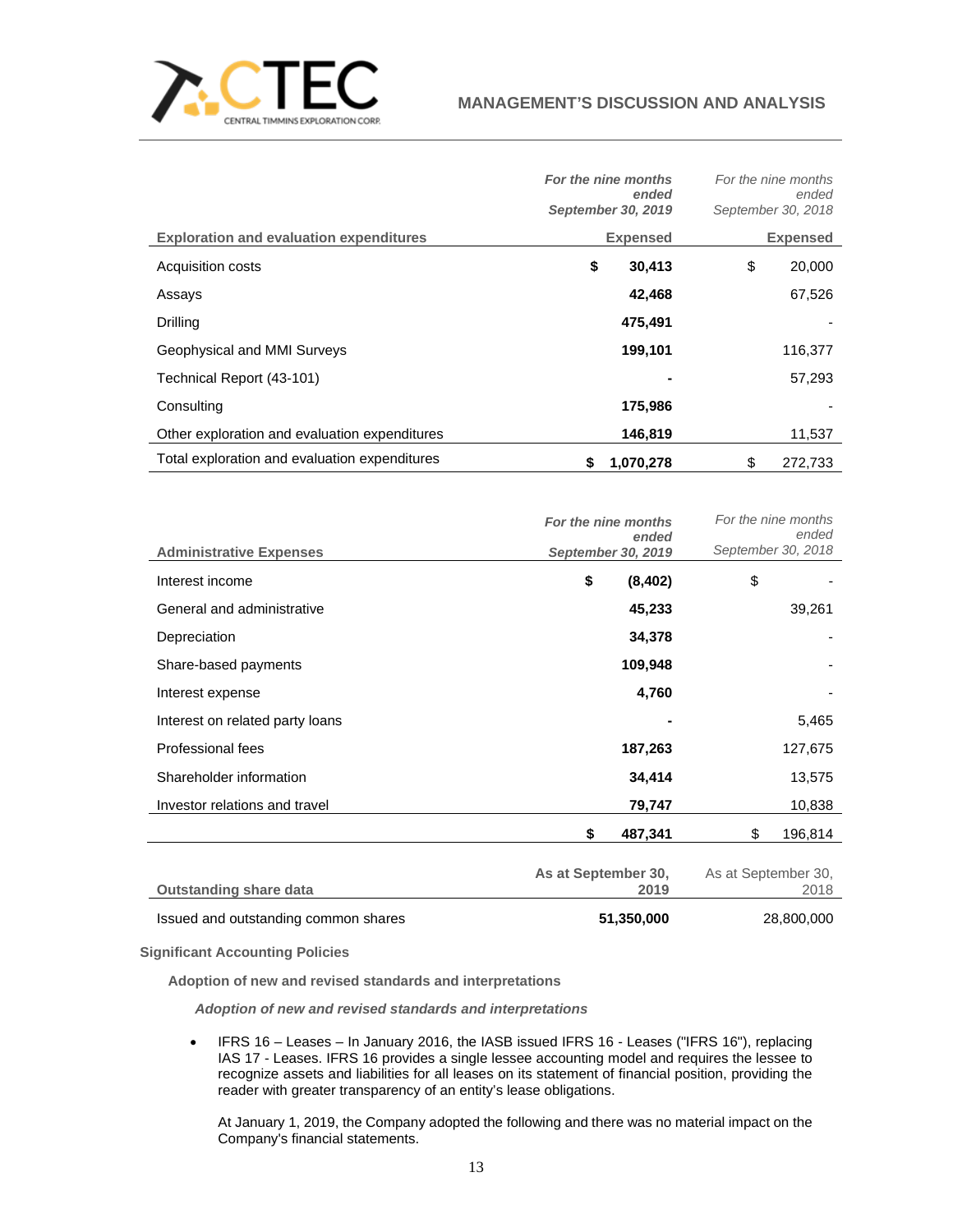| Exploration and evaluation expenditures | ***For the nine months ended September 30, 2019*** **Expensed** | *For the nine months ended September 30, 2018* **Expensed** |
|---|---|---|
| Acquisition costs | **$ 30,413** | $ 20,000 |
| Assays | **42,468** | 67,526 |
| Drilling | **475,491** | - |
| Geophysical and MMI Surveys | **199,101** | 116,377 |
| Technical Report (43-101) | **-** | 57,293 |
| Consulting | **175,986** | - |
| Other exploration and evaluation expenditures | **146,819** | 11,537 |
| Total exploration and evaluation expenditures | **$ 1,070,278** | $ 272,733 |

| **Administrative Expenses** | ***For the nine months ended September 30, 2019*** | *For the nine months ended September 30, 2018* |
|---|---|---|
| Interest income | **$ (8,402)** | $ - |
| General and administrative | **45,233** | 39,261 |
| Depreciation | **34,378** | - |
| Share-based payments | **109,948** | - |
| Interest expense | **4,760** | - |
| Interest on related party loans | **-** | 5,465 |
| Professional fees | **187,263** | 127,675 |
| Shareholder information | **34,414** | 13,575 |
| Investor relations and travel | **79,747** | 10,838 |
| | **$ 487,341** | $ 196,814 |

| **Outstanding share data** | **As at September 30, 2019** | As at September 30, 2018 |
|---|---|---|
| Issued and outstanding common shares | **51,350,000** | 28,800,000 |

## Significant Accounting Policies

### Adoption of new and revised standards and interpretations

***Adoption of new and revised standards and interpretations***

- IFRS 16 – Leases – In January 2016, the IASB issued IFRS 16 - Leases ("IFRS 16"), replacing IAS 17 - Leases. IFRS 16 provides a single lessee accounting model and requires the lessee to recognize assets and liabilities for all leases on its statement of financial position, providing the reader with greater transparency of an entity's lease obligations.

  At January 1, 2019, the Company adopted the following and there was no material impact on the Company's financial statements.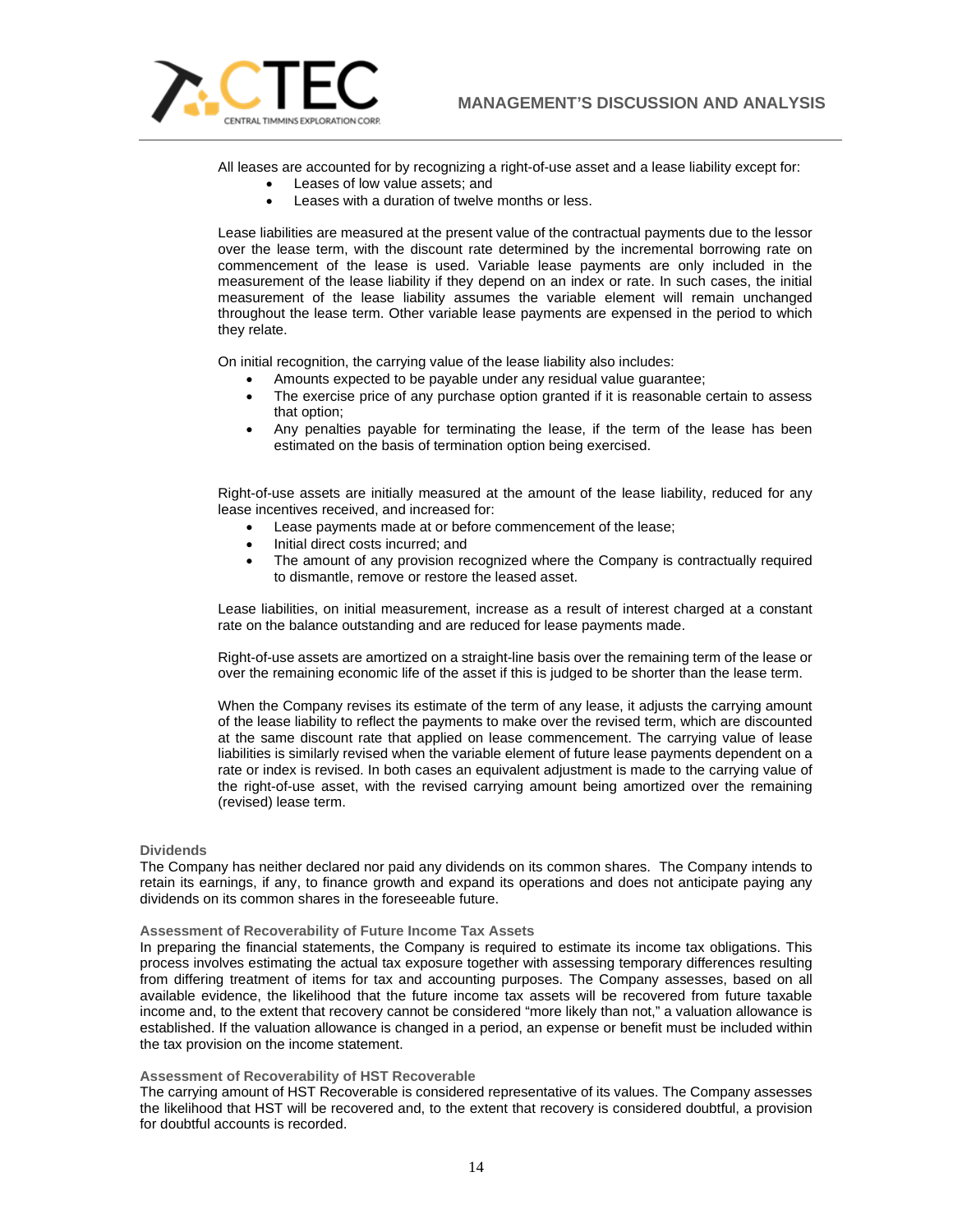All leases are accounted for by recognizing a right-of-use asset and a lease liability except for:

- Leases of low value assets; and
- Leases with a duration of twelve months or less.

Lease liabilities are measured at the present value of the contractual payments due to the lessor over the lease term, with the discount rate determined by the incremental borrowing rate on commencement of the lease is used. Variable lease payments are only included in the measurement of the lease liability if they depend on an index or rate. In such cases, the initial measurement of the lease liability assumes the variable element will remain unchanged throughout the lease term. Other variable lease payments are expensed in the period to which they relate.

On initial recognition, the carrying value of the lease liability also includes:

- Amounts expected to be payable under any residual value guarantee;
- The exercise price of any purchase option granted if it is reasonable certain to assess that option;
- Any penalties payable for terminating the lease, if the term of the lease has been estimated on the basis of termination option being exercised.

Right-of-use assets are initially measured at the amount of the lease liability, reduced for any lease incentives received, and increased for:

- Lease payments made at or before commencement of the lease;
- Initial direct costs incurred; and
- The amount of any provision recognized where the Company is contractually required to dismantle, remove or restore the leased asset.

Lease liabilities, on initial measurement, increase as a result of interest charged at a constant rate on the balance outstanding and are reduced for lease payments made.

Right-of-use assets are amortized on a straight-line basis over the remaining term of the lease or over the remaining economic life of the asset if this is judged to be shorter than the lease term.

When the Company revises its estimate of the term of any lease, it adjusts the carrying amount of the lease liability to reflect the payments to make over the revised term, which are discounted at the same discount rate that applied on lease commencement. The carrying value of lease liabilities is similarly revised when the variable element of future lease payments dependent on a rate or index is revised. In both cases an equivalent adjustment is made to the carrying value of the right-of-use asset, with the revised carrying amount being amortized over the remaining (revised) lease term.

### Dividends

The Company has neither declared nor paid any dividends on its common shares. The Company intends to retain its earnings, if any, to finance growth and expand its operations and does not anticipate paying any dividends on its common shares in the foreseeable future.

### Assessment of Recoverability of Future Income Tax Assets

In preparing the financial statements, the Company is required to estimate its income tax obligations. This process involves estimating the actual tax exposure together with assessing temporary differences resulting from differing treatment of items for tax and accounting purposes. The Company assesses, based on all available evidence, the likelihood that the future income tax assets will be recovered from future taxable income and, to the extent that recovery cannot be considered "more likely than not," a valuation allowance is established. If the valuation allowance is changed in a period, an expense or benefit must be included within the tax provision on the income statement.

### Assessment of Recoverability of HST Recoverable

The carrying amount of HST Recoverable is considered representative of its values. The Company assesses the likelihood that HST will be recovered and, to the extent that recovery is considered doubtful, a provision for doubtful accounts is recorded.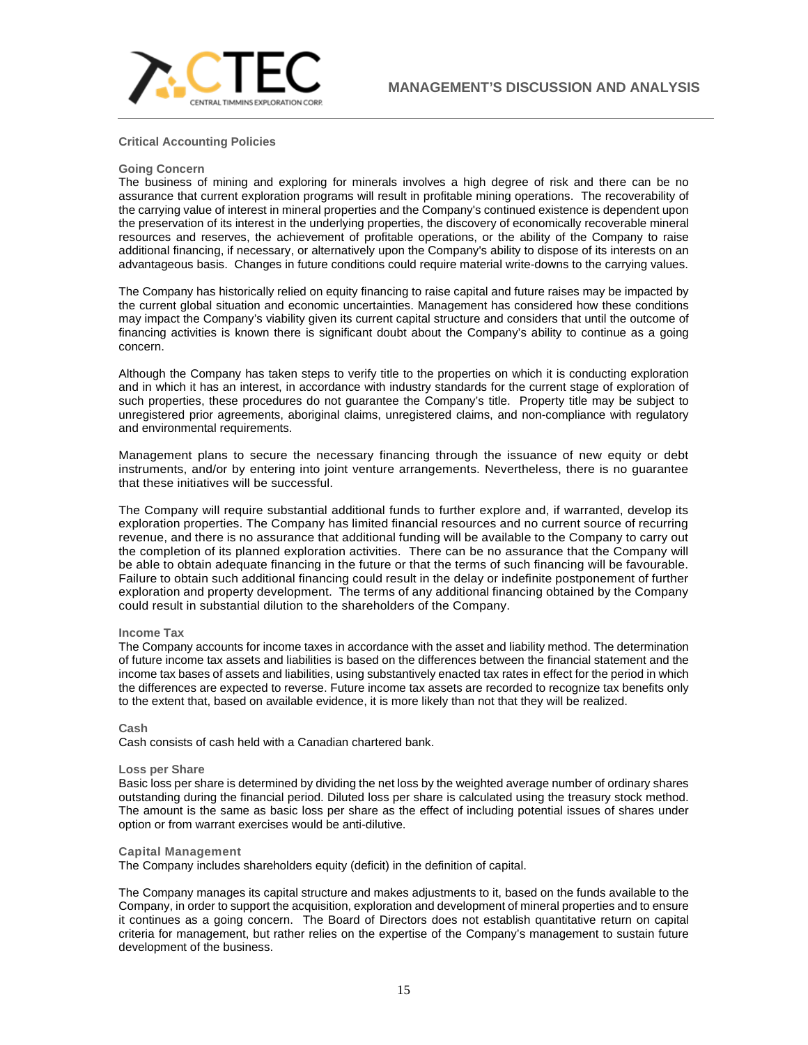## Critical Accounting Policies

### Going Concern

The business of mining and exploring for minerals involves a high degree of risk and there can be no assurance that current exploration programs will result in profitable mining operations. The recoverability of the carrying value of interest in mineral properties and the Company's continued existence is dependent upon the preservation of its interest in the underlying properties, the discovery of economically recoverable mineral resources and reserves, the achievement of profitable operations, or the ability of the Company to raise additional financing, if necessary, or alternatively upon the Company's ability to dispose of its interests on an advantageous basis. Changes in future conditions could require material write-downs to the carrying values.

The Company has historically relied on equity financing to raise capital and future raises may be impacted by the current global situation and economic uncertainties. Management has considered how these conditions may impact the Company's viability given its current capital structure and considers that until the outcome of financing activities is known there is significant doubt about the Company's ability to continue as a going concern.

Although the Company has taken steps to verify title to the properties on which it is conducting exploration and in which it has an interest, in accordance with industry standards for the current stage of exploration of such properties, these procedures do not guarantee the Company's title. Property title may be subject to unregistered prior agreements, aboriginal claims, unregistered claims, and non-compliance with regulatory and environmental requirements.

Management plans to secure the necessary financing through the issuance of new equity or debt instruments, and/or by entering into joint venture arrangements. Nevertheless, there is no guarantee that these initiatives will be successful.

The Company will require substantial additional funds to further explore and, if warranted, develop its exploration properties. The Company has limited financial resources and no current source of recurring revenue, and there is no assurance that additional funding will be available to the Company to carry out the completion of its planned exploration activities. There can be no assurance that the Company will be able to obtain adequate financing in the future or that the terms of such financing will be favourable. Failure to obtain such additional financing could result in the delay or indefinite postponement of further exploration and property development. The terms of any additional financing obtained by the Company could result in substantial dilution to the shareholders of the Company.

### Income Tax

The Company accounts for income taxes in accordance with the asset and liability method. The determination of future income tax assets and liabilities is based on the differences between the financial statement and the income tax bases of assets and liabilities, using substantively enacted tax rates in effect for the period in which the differences are expected to reverse. Future income tax assets are recorded to recognize tax benefits only to the extent that, based on available evidence, it is more likely than not that they will be realized.

### Cash

Cash consists of cash held with a Canadian chartered bank.

### Loss per Share

Basic loss per share is determined by dividing the net loss by the weighted average number of ordinary shares outstanding during the financial period. Diluted loss per share is calculated using the treasury stock method. The amount is the same as basic loss per share as the effect of including potential issues of shares under option or from warrant exercises would be anti-dilutive.

### Capital Management

The Company includes shareholders equity (deficit) in the definition of capital.

The Company manages its capital structure and makes adjustments to it, based on the funds available to the Company, in order to support the acquisition, exploration and development of mineral properties and to ensure it continues as a going concern. The Board of Directors does not establish quantitative return on capital criteria for management, but rather relies on the expertise of the Company's management to sustain future development of the business.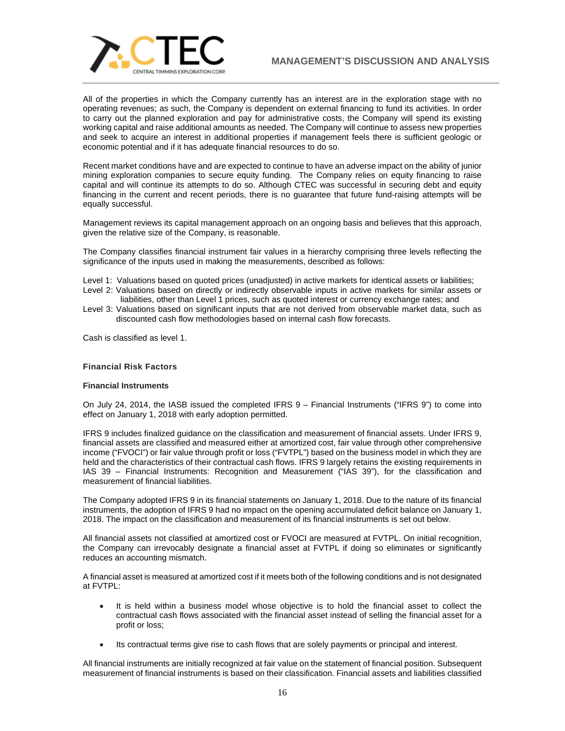All of the properties in which the Company currently has an interest are in the exploration stage with no operating revenues; as such, the Company is dependent on external financing to fund its activities. In order to carry out the planned exploration and pay for administrative costs, the Company will spend its existing working capital and raise additional amounts as needed. The Company will continue to assess new properties and seek to acquire an interest in additional properties if management feels there is sufficient geologic or economic potential and if it has adequate financial resources to do so.

Recent market conditions have and are expected to continue to have an adverse impact on the ability of junior mining exploration companies to secure equity funding. The Company relies on equity financing to raise capital and will continue its attempts to do so. Although CTEC was successful in securing debt and equity financing in the current and recent periods, there is no guarantee that future fund-raising attempts will be equally successful.

Management reviews its capital management approach on an ongoing basis and believes that this approach, given the relative size of the Company, is reasonable.

The Company classifies financial instrument fair values in a hierarchy comprising three levels reflecting the significance of the inputs used in making the measurements, described as follows:

Level 1: Valuations based on quoted prices (unadjusted) in active markets for identical assets or liabilities;
Level 2: Valuations based on directly or indirectly observable inputs in active markets for similar assets or liabilities, other than Level 1 prices, such as quoted interest or currency exchange rates; and
Level 3: Valuations based on significant inputs that are not derived from observable market data, such as discounted cash flow methodologies based on internal cash flow forecasts.

Cash is classified as level 1.

### Financial Risk Factors

#### Financial Instruments

On July 24, 2014, the IASB issued the completed IFRS 9 – Financial Instruments ("IFRS 9") to come into effect on January 1, 2018 with early adoption permitted.

IFRS 9 includes finalized guidance on the classification and measurement of financial assets. Under IFRS 9, financial assets are classified and measured either at amortized cost, fair value through other comprehensive income ("FVOCI") or fair value through profit or loss ("FVTPL") based on the business model in which they are held and the characteristics of their contractual cash flows. IFRS 9 largely retains the existing requirements in IAS 39 – Financial Instruments: Recognition and Measurement ("IAS 39"), for the classification and measurement of financial liabilities.

The Company adopted IFRS 9 in its financial statements on January 1, 2018. Due to the nature of its financial instruments, the adoption of IFRS 9 had no impact on the opening accumulated deficit balance on January 1, 2018. The impact on the classification and measurement of its financial instruments is set out below.

All financial assets not classified at amortized cost or FVOCI are measured at FVTPL. On initial recognition, the Company can irrevocably designate a financial asset at FVTPL if doing so eliminates or significantly reduces an accounting mismatch.

A financial asset is measured at amortized cost if it meets both of the following conditions and is not designated at FVTPL:

- It is held within a business model whose objective is to hold the financial asset to collect the contractual cash flows associated with the financial asset instead of selling the financial asset for a profit or loss;

- Its contractual terms give rise to cash flows that are solely payments or principal and interest.

All financial instruments are initially recognized at fair value on the statement of financial position. Subsequent measurement of financial instruments is based on their classification. Financial assets and liabilities classified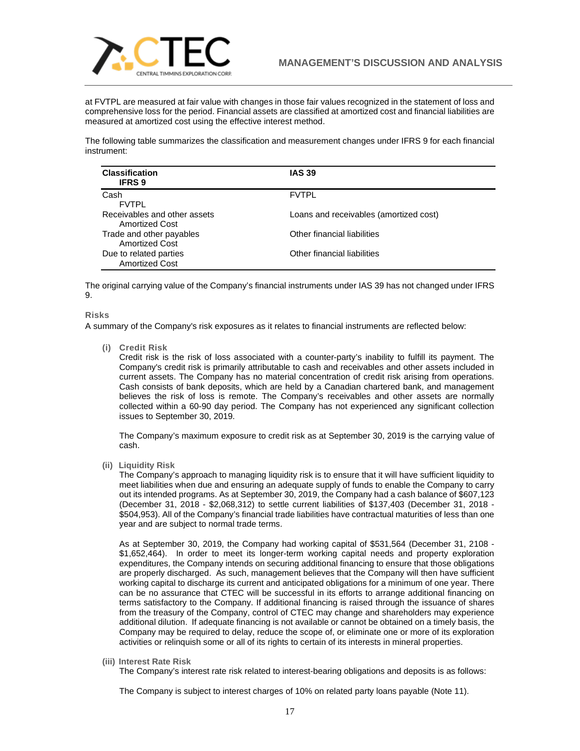at FVTPL are measured at fair value with changes in those fair values recognized in the statement of loss and comprehensive loss for the period. Financial assets are classified at amortized cost and financial liabilities are measured at amortized cost using the effective interest method.

The following table summarizes the classification and measurement changes under IFRS 9 for each financial instrument:

| Classification<br>IFRS 9 | IAS 39 |
|---|---|
| Cash<br>FVTPL | FVTPL |
| Receivables and other assets<br>Amortized Cost | Loans and receivables (amortized cost) |
| Trade and other payables<br>Amortized Cost | Other financial liabilities |
| Due to related parties<br>Amortized Cost | Other financial liabilities |

The original carrying value of the Company's financial instruments under IAS 39 has not changed under IFRS 9.

### Risks

A summary of the Company's risk exposures as it relates to financial instruments are reflected below:

**(i) Credit Risk**

Credit risk is the risk of loss associated with a counter-party's inability to fulfill its payment. The Company's credit risk is primarily attributable to cash and receivables and other assets included in current assets. The Company has no material concentration of credit risk arising from operations. Cash consists of bank deposits, which are held by a Canadian chartered bank, and management believes the risk of loss is remote. The Company's receivables and other assets are normally collected within a 60-90 day period. The Company has not experienced any significant collection issues to September 30, 2019.

The Company's maximum exposure to credit risk as at September 30, 2019 is the carrying value of cash.

**(ii) Liquidity Risk**

The Company's approach to managing liquidity risk is to ensure that it will have sufficient liquidity to meet liabilities when due and ensuring an adequate supply of funds to enable the Company to carry out its intended programs. As at September 30, 2019, the Company had a cash balance of $607,123 (December 31, 2018 - $2,068,312) to settle current liabilities of $137,403 (December 31, 2018 - $504,953). All of the Company's financial trade liabilities have contractual maturities of less than one year and are subject to normal trade terms.

As at September 30, 2019, the Company had working capital of $531,564 (December 31, 2108 - $1,652,464). In order to meet its longer-term working capital needs and property exploration expenditures, the Company intends on securing additional financing to ensure that those obligations are properly discharged. As such, management believes that the Company will then have sufficient working capital to discharge its current and anticipated obligations for a minimum of one year. There can be no assurance that CTEC will be successful in its efforts to arrange additional financing on terms satisfactory to the Company. If additional financing is raised through the issuance of shares from the treasury of the Company, control of CTEC may change and shareholders may experience additional dilution. If adequate financing is not available or cannot be obtained on a timely basis, the Company may be required to delay, reduce the scope of, or eliminate one or more of its exploration activities or relinquish some or all of its rights to certain of its interests in mineral properties.

**(iii) Interest Rate Risk**

The Company's interest rate risk related to interest-bearing obligations and deposits is as follows:

The Company is subject to interest charges of 10% on related party loans payable (Note 11).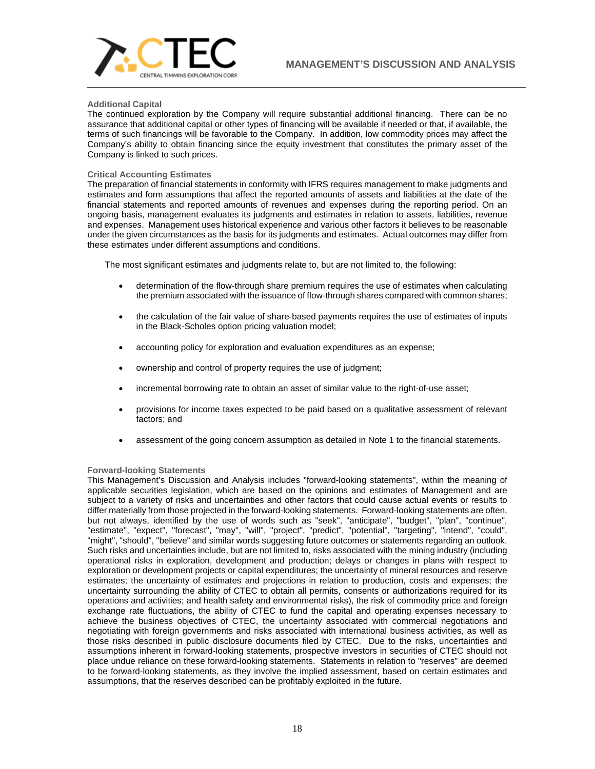### Additional Capital

The continued exploration by the Company will require substantial additional financing. There can be no assurance that additional capital or other types of financing will be available if needed or that, if available, the terms of such financings will be favorable to the Company. In addition, low commodity prices may affect the Company's ability to obtain financing since the equity investment that constitutes the primary asset of the Company is linked to such prices.

### Critical Accounting Estimates

The preparation of financial statements in conformity with IFRS requires management to make judgments and estimates and form assumptions that affect the reported amounts of assets and liabilities at the date of the financial statements and reported amounts of revenues and expenses during the reporting period. On an ongoing basis, management evaluates its judgments and estimates in relation to assets, liabilities, revenue and expenses. Management uses historical experience and various other factors it believes to be reasonable under the given circumstances as the basis for its judgments and estimates. Actual outcomes may differ from these estimates under different assumptions and conditions.

The most significant estimates and judgments relate to, but are not limited to, the following:

- determination of the flow-through share premium requires the use of estimates when calculating the premium associated with the issuance of flow-through shares compared with common shares;
- the calculation of the fair value of share-based payments requires the use of estimates of inputs in the Black-Scholes option pricing valuation model;
- accounting policy for exploration and evaluation expenditures as an expense;
- ownership and control of property requires the use of judgment;
- incremental borrowing rate to obtain an asset of similar value to the right-of-use asset;
- provisions for income taxes expected to be paid based on a qualitative assessment of relevant factors; and
- assessment of the going concern assumption as detailed in Note 1 to the financial statements.

### Forward-looking Statements

This Management's Discussion and Analysis includes "forward-looking statements", within the meaning of applicable securities legislation, which are based on the opinions and estimates of Management and are subject to a variety of risks and uncertainties and other factors that could cause actual events or results to differ materially from those projected in the forward-looking statements. Forward-looking statements are often, but not always, identified by the use of words such as "seek", "anticipate", "budget", "plan", "continue", "estimate", "expect", "forecast", "may", "will", "project", "predict", "potential", "targeting", "intend", "could", "might", "should", "believe" and similar words suggesting future outcomes or statements regarding an outlook. Such risks and uncertainties include, but are not limited to, risks associated with the mining industry (including operational risks in exploration, development and production; delays or changes in plans with respect to exploration or development projects or capital expenditures; the uncertainty of mineral resources and reserve estimates; the uncertainty of estimates and projections in relation to production, costs and expenses; the uncertainty surrounding the ability of CTEC to obtain all permits, consents or authorizations required for its operations and activities; and health safety and environmental risks), the risk of commodity price and foreign exchange rate fluctuations, the ability of CTEC to fund the capital and operating expenses necessary to achieve the business objectives of CTEC, the uncertainty associated with commercial negotiations and negotiating with foreign governments and risks associated with international business activities, as well as those risks described in public disclosure documents filed by CTEC. Due to the risks, uncertainties and assumptions inherent in forward-looking statements, prospective investors in securities of CTEC should not place undue reliance on these forward-looking statements. Statements in relation to "reserves" are deemed to be forward-looking statements, as they involve the implied assessment, based on certain estimates and assumptions, that the reserves described can be profitably exploited in the future.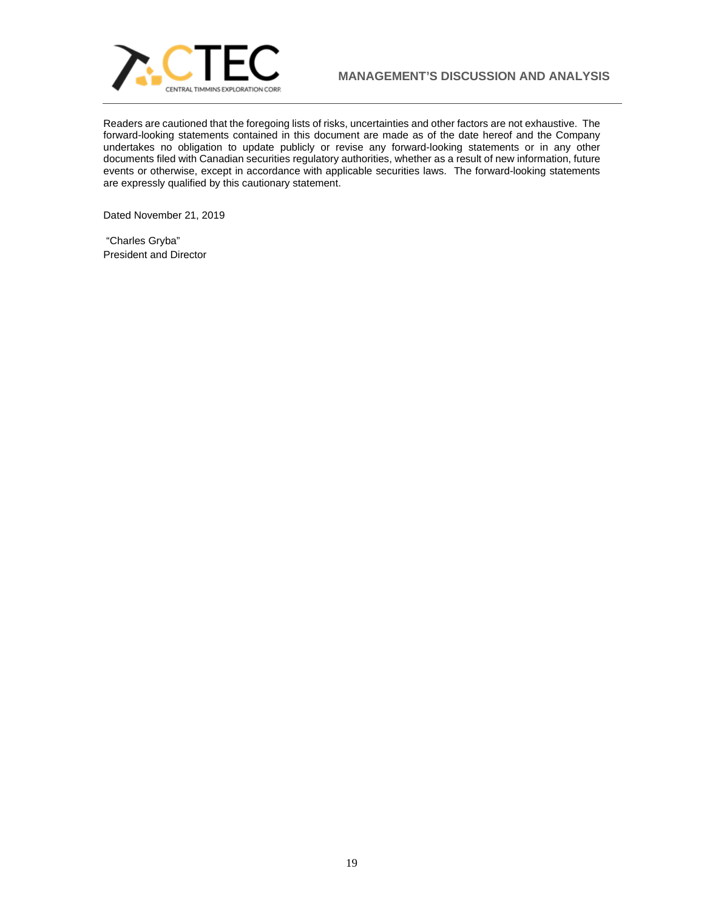Readers are cautioned that the foregoing lists of risks, uncertainties and other factors are not exhaustive. The forward-looking statements contained in this document are made as of the date hereof and the Company undertakes no obligation to update publicly or revise any forward-looking statements or in any other documents filed with Canadian securities regulatory authorities, whether as a result of new information, future events or otherwise, except in accordance with applicable securities laws. The forward-looking statements are expressly qualified by this cautionary statement.

Dated November 21, 2019

"Charles Gryba"
President and Director